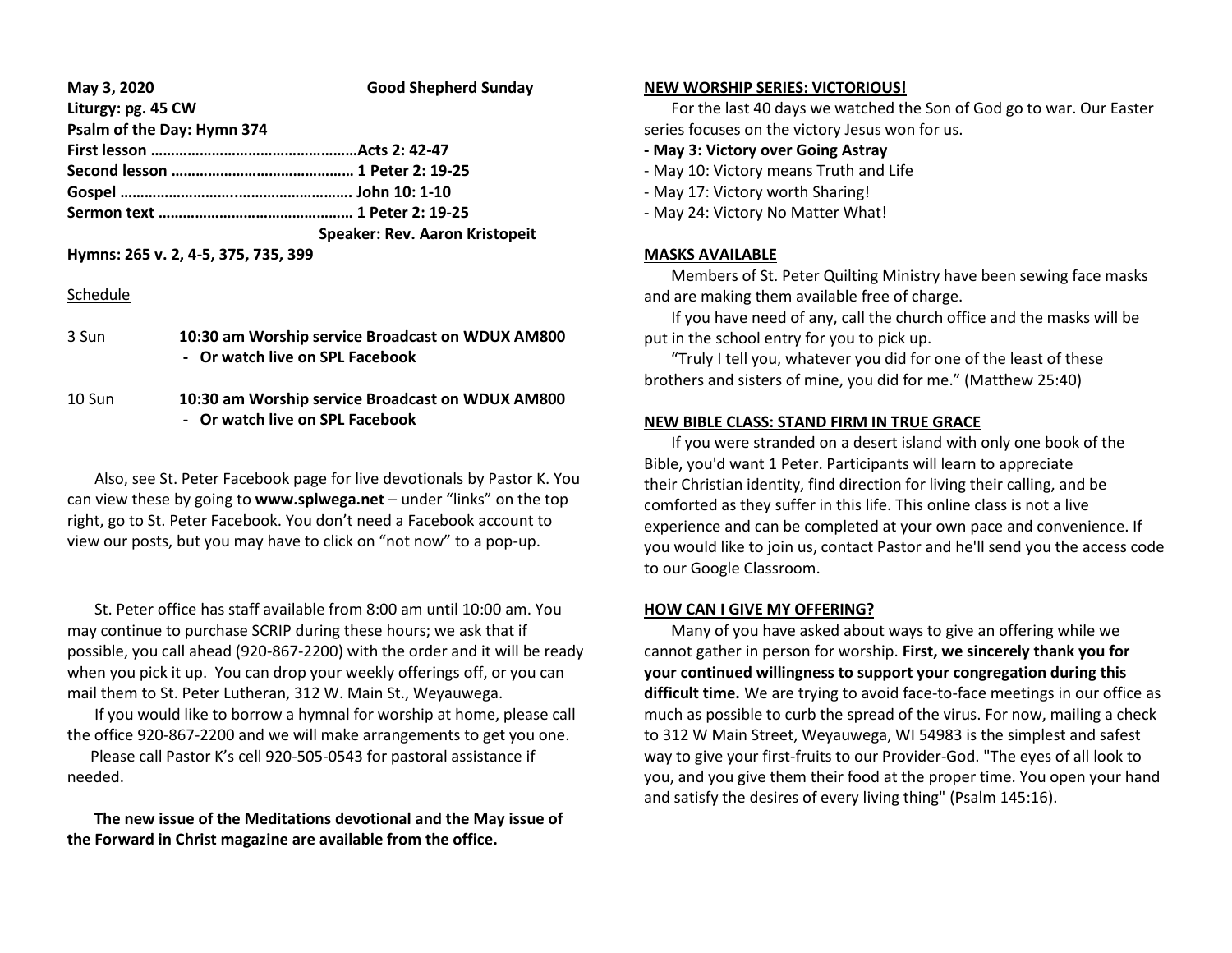**May 3, 2020** **Good Shepherd Sunday**

**Liturgy: pg. 45 CW**

**Psalm of the Day: Hymn 374**

**First lesson ……………………………………………Acts 2: 42-47**

**Second lesson ……………………………………… 1 Peter 2: 19-25**

**Gospel …………………….……………………….. John 10: 1-10**

**Sermon text ………………………………………… 1 Peter 2: 19-25**

**Speaker: Rev. Aaron Kristopeit**

**Hymns: 265 v. 2, 4-5, 375, 735, 399**

Schedule

3 Sun **10:30 am Worship service Broadcast on WDUX AM800**
- **Or watch live on SPL Facebook**

10 Sun **10:30 am Worship service Broadcast on WDUX AM800**
- **Or watch live on SPL Facebook**

Also, see St. Peter Facebook page for live devotionals by Pastor K. You can view these by going to **www.splwega.net** – under "links" on the top right, go to St. Peter Facebook. You don't need a Facebook account to view our posts, but you may have to click on "not now" to a pop-up.

St. Peter office has staff available from 8:00 am until 10:00 am. You may continue to purchase SCRIP during these hours; we ask that if possible, you call ahead (920-867-2200) with the order and it will be ready when you pick it up. You can drop your weekly offerings off, or you can mail them to St. Peter Lutheran, 312 W. Main St., Weyauwega.

If you would like to borrow a hymnal for worship at home, please call the office 920-867-2200 and we will make arrangements to get you one.

Please call Pastor K's cell 920-505-0543 for pastoral assistance if needed.

**The new issue of the Meditations devotional and the May issue of the Forward in Christ magazine are available from the office.**

**NEW WORSHIP SERIES: VICTORIOUS!**

For the last 40 days we watched the Son of God go to war. Our Easter series focuses on the victory Jesus won for us.

- **May 3: Victory over Going Astray**
- May 10: Victory means Truth and Life
- May 17: Victory worth Sharing!
- May 24: Victory No Matter What!

**MASKS AVAILABLE**

Members of St. Peter Quilting Ministry have been sewing face masks and are making them available free of charge.

If you have need of any, call the church office and the masks will be put in the school entry for you to pick up.

"Truly I tell you, whatever you did for one of the least of these brothers and sisters of mine, you did for me." (Matthew 25:40)

**NEW BIBLE CLASS: STAND FIRM IN TRUE GRACE**

If you were stranded on a desert island with only one book of the Bible, you'd want 1 Peter. Participants will learn to appreciate their Christian identity, find direction for living their calling, and be comforted as they suffer in this life. This online class is not a live experience and can be completed at your own pace and convenience. If you would like to join us, contact Pastor and he'll send you the access code to our Google Classroom.

**HOW CAN I GIVE MY OFFERING?**

Many of you have asked about ways to give an offering while we cannot gather in person for worship. **First, we sincerely thank you for your continued willingness to support your congregation during this difficult time.** We are trying to avoid face-to-face meetings in our office as much as possible to curb the spread of the virus. For now, mailing a check to 312 W Main Street, Weyauwega, WI 54983 is the simplest and safest way to give your first-fruits to our Provider-God. "The eyes of all look to you, and you give them their food at the proper time. You open your hand and satisfy the desires of every living thing" (Psalm 145:16).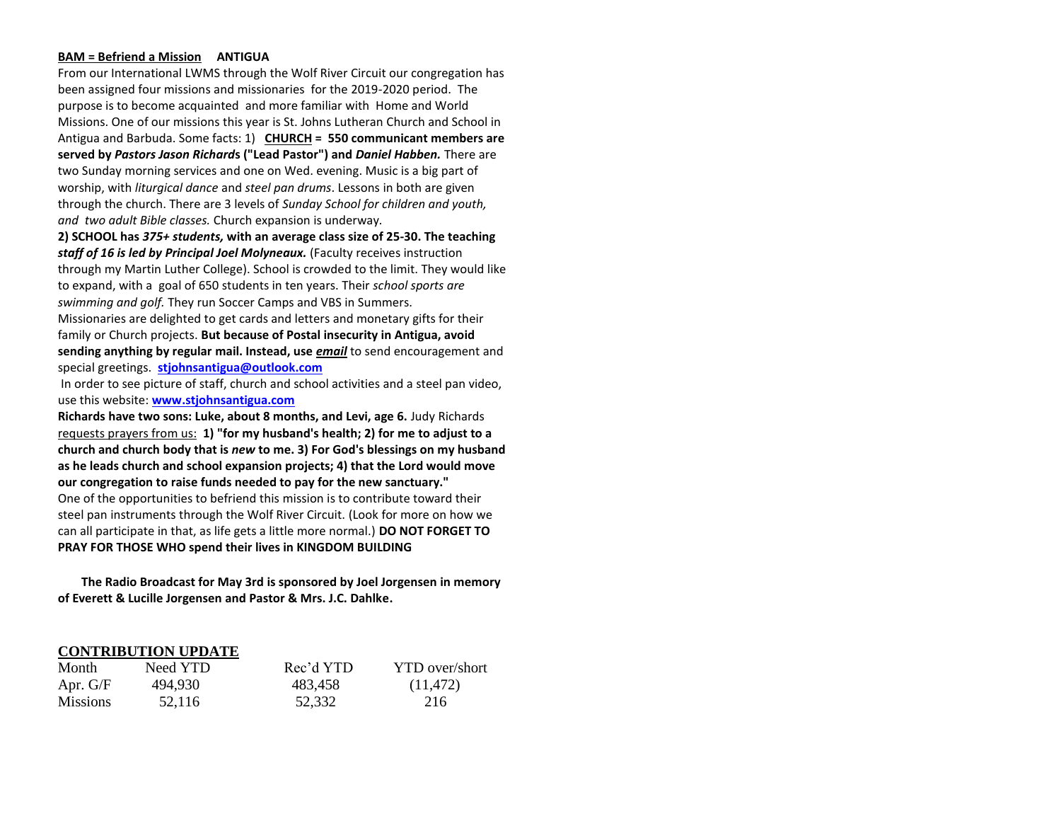**BAM = Befriend a Mission** **ANTIGUA**

From our International LWMS through the Wolf River Circuit our congregation has been assigned four missions and missionaries for the 2019-2020 period. The purpose is to become acquainted and more familiar with Home and World Missions. One of our missions this year is St. Johns Lutheran Church and School in Antigua and Barbuda. Some facts: 1) **CHURCH = 550 communicant members are served by *Pastors Jason Richards* ("Lead Pastor") and *Daniel Habben.*** There are two Sunday morning services and one on Wed. evening. Music is a big part of worship, with *liturgical dance* and *steel pan drums*. Lessons in both are given through the church. There are 3 levels of *Sunday School for children and youth, and two adult Bible classes.* Church expansion is underway.

**2) SCHOOL has *375+ students,* with an average class size of 25-30. The teaching *staff of 16 is led by Principal Joel Molyneaux.*** (Faculty receives instruction through my Martin Luther College). School is crowded to the limit. They would like to expand, with a goal of 650 students in ten years. Their *school sports are swimming and golf.* They run Soccer Camps and VBS in Summers.

Missionaries are delighted to get cards and letters and monetary gifts for their family or Church projects. **But because of Postal insecurity in Antigua, avoid sending anything by regular mail. Instead, use *email*** to send encouragement and special greetings. **stjohnsantigua@outlook.com**

In order to see picture of staff, church and school activities and a steel pan video, use this website: **www.stjohnsantigua.com**

**Richards have two sons: Luke, about 8 months, and Levi, age 6.** Judy Richards requests prayers from us: **1) "for my husband's health; 2) for me to adjust to a church and church body that is *new* to me. 3) For God's blessings on my husband as he leads church and school expansion projects; 4) that the Lord would move our congregation to raise funds needed to pay for the new sanctuary."**

One of the opportunities to befriend this mission is to contribute toward their steel pan instruments through the Wolf River Circuit. (Look for more on how we can all participate in that, as life gets a little more normal.) **DO NOT FORGET TO PRAY FOR THOSE WHO spend their lives in KINGDOM BUILDING**

**The Radio Broadcast for May 3rd is sponsored by Joel Jorgensen in memory of Everett & Lucille Jorgensen and Pastor & Mrs. J.C. Dahlke.**

**CONTRIBUTION UPDATE**

| Month | Need YTD | Rec'd YTD | YTD over/short |
|---|---|---|---|
| Apr. G/F | 494,930 | 483,458 | (11,472) |
| Missions | 52,116 | 52,332 | 216 |